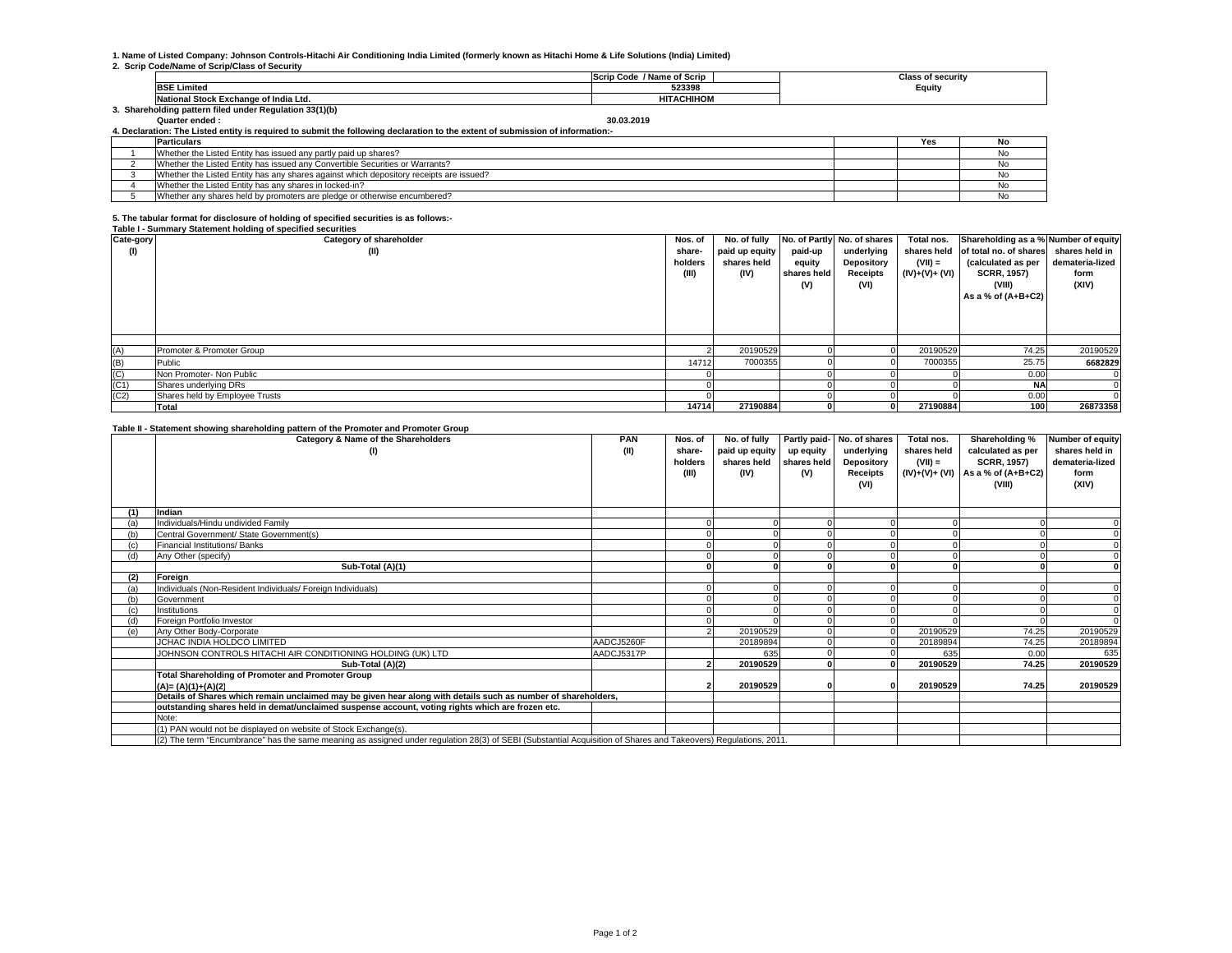**1. Name of Listed Company: Johnson Controls-Hitachi Air Conditioning India Limited (formerly known as Hitachi Home & Life Solutions (India) Limited)**

**2. Scrip Code/Name of Scrip/Class of Security**

| | Scrip Code / Name of Scrip | Class of security |
|---|---|---|
| BSE Limited | 523398 | Equity |
| National Stock Exchange of India Ltd. | HITACHIHOM | |

**3. Shareholding pattern filed under Regulation 33(1)(b)**

**Quarter ended :** **30.03.2019**

**4. Declaration: The Listed entity is required to submit the following declaration to the extent of submission of information:-**

| | Particulars | Yes | No |
|---|---|---|---|
| 1 | Whether the Listed Entity has issued any partly paid up shares? | | No |
| 2 | Whether the Listed Entity has issued any Convertible Securities or Warrants? | | No |
| 3 | Whether the Listed Entity has any shares against which depository receipts are issued? | | No |
| 4 | Whether the Listed Entity has any shares in locked-in? | | No |
| 5 | Whether any shares held by promoters are pledge or otherwise encumbered? | | No |

**5. The tabular format for disclosure of holding of specified securities is as follows:-**

**Table I - Summary Statement holding of specified securities**

| Cate-gory (I) | Category of shareholder (II) | Nos. of share-holders (III) | No. of fully paid up equity shares held (IV) | No. of Partly paid-up equity shares held (V) | No. of shares underlying Depository Receipts (VI) | Total nos. shares held (VII) = (IV)+(V)+ (VI) | Shareholding as a % of total no. of shares (calculated as per SCRR, 1957) (VIII) As a % of (A+B+C2) | Number of equity shares held in demateria-lized form (XIV) |
|---|---|---|---|---|---|---|---|---|
| (A) | Promoter & Promoter Group | 2 | 20190529 | 0 | 0 | 20190529 | 74.25 | 20190529 |
| (B) | Public | 14712 | 7000355 | 0 | 0 | 7000355 | 25.75 | **6682829** |
| (C) | Non Promoter- Non Public | 0 | | 0 | 0 | 0 | 0.00 | 0 |
| (C1) | Shares underlying DRs | 0 | | 0 | 0 | 0 | **NA** | 0 |
| (C2) | Shares held by Employee Trusts | 0 | | 0 | 0 | 0 | 0.00 | 0 |
| | **Total** | **14714** | **27190884** | **0** | **0** | **27190884** | **100** | **26873358** |

**Table II - Statement showing shareholding pattern of the Promoter and Promoter Group**

| | Category & Name of the Shareholders (I) | PAN (II) | Nos. of share-holders (III) | No. of fully paid up equity shares held (IV) | Partly paid-up equity shares held (V) | No. of shares underlying Depository Receipts (VI) | Total nos. shares held (VII) = (IV)+(V)+ (VI) | Shareholding % calculated as per SCRR, 1957) As a % of (A+B+C2) (VIII) | Number of equity shares held in demateria-lized form (XIV) |
|---|---|---|---|---|---|---|---|---|---|
| **(1)** | **Indian** | | | | | | | | |
| (a) | Individuals/Hindu undivided Family | | 0 | 0 | 0 | 0 | 0 | 0 | 0 |
| (b) | Central Government/ State Government(s) | | 0 | 0 | 0 | 0 | 0 | 0 | 0 |
| (c) | Financial Institutions/ Banks | | 0 | 0 | 0 | 0 | 0 | 0 | 0 |
| (d) | Any Other (specify) | | 0 | 0 | 0 | 0 | 0 | 0 | 0 |
| | **Sub-Total (A)(1)** | | **0** | **0** | **0** | **0** | **0** | **0** | **0** |
| **(2)** | **Foreign** | | | | | | | | |
| (a) | Individuals (Non-Resident Individuals/ Foreign Individuals) | | 0 | 0 | 0 | 0 | 0 | 0 | 0 |
| (b) | Government | | 0 | 0 | 0 | 0 | 0 | 0 | 0 |
| (c) | Institutions | | 0 | 0 | 0 | 0 | 0 | 0 | 0 |
| (d) | Foreign Portfolio Investor | | 0 | 0 | 0 | 0 | 0 | 0 | 0 |
| (e) | Any Other Body-Corporate | | 2 | 20190529 | 0 | 0 | 20190529 | 74.25 | 20190529 |
| | JCHAC INDIA HOLDCO LIMITED | AADCJ5260F | | 20189894 | 0 | 0 | 20189894 | 74.25 | 20189894 |
| | JOHNSON CONTROLS HITACHI AIR CONDITIONING HOLDING (UK) LTD | AADCJ5317P | | 635 | 0 | 0 | 635 | 0.00 | 635 |
| | **Sub-Total (A)(2)** | | **2** | **20190529** | **0** | **0** | **20190529** | **74.25** | **20190529** |
| | **Total Shareholding of Promoter and Promoter Group (A)= (A)(1)+(A)(2)** | | **2** | **20190529** | **0** | **0** | **20190529** | **74.25** | **20190529** |
| | **Details of Shares which remain unclaimed may be given hear along with details such as number of shareholders,** | | | | | | | | |
| | **outstanding shares held in demat/unclaimed suspense account, voting rights which are frozen etc.** | | | | | | | | |
| | Note: | | | | | | | | |
| | (1) PAN would not be displayed on website of Stock Exchange(s). | | | | | | | | |
| | (2) The term "Encumbrance" has the same meaning as assigned under regulation 28(3) of SEBI (Substantial Acquisition of Shares and Takeovers) Regulations, 2011. | | | | | | | | |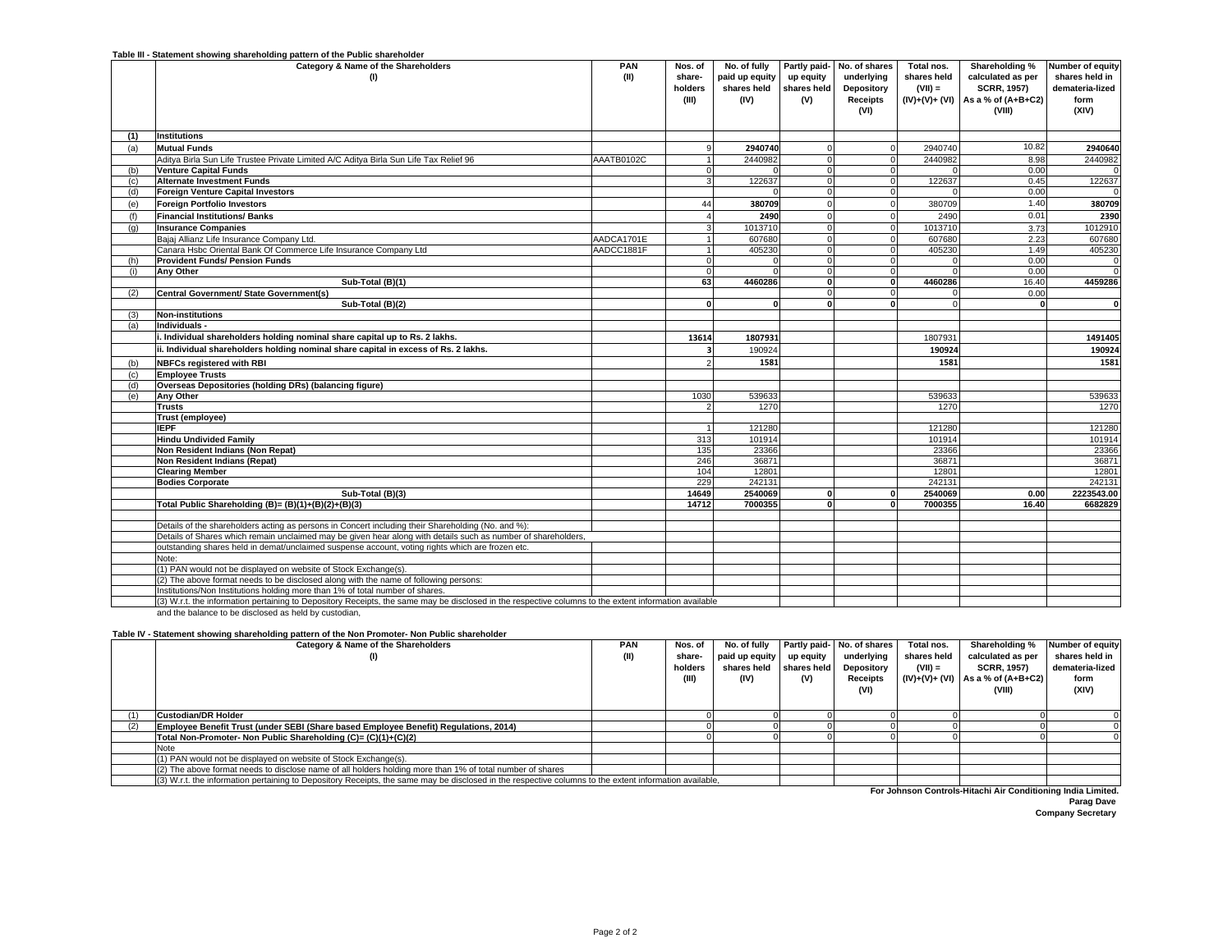**Table III - Statement showing shareholding pattern of the Public shareholder**

| | Category & Name of the Shareholders (I) | PAN (II) | Nos. of share-holders (III) | No. of fully paid up equity shares held (IV) | Partly paid-up equity shares held (V) | No. of shares underlying Depository Receipts (VI) | Total nos. shares held (VII) = (IV)+(V)+ (VI) | Shareholding % calculated as per SCRR, 1957) As a % of (A+B+C2) (VIII) | Number of equity shares held in demateria-lized form (XIV) |
|---|---|---|---|---|---|---|---|---|---|
| (1) | **Institutions** | | | | | | | | |
| (a) | **Mutual Funds** | | 9 | **2940740** | 0 | 0 | 2940740 | 10.82 | **2940640** |
| | Aditya Birla Sun Life Trustee Private Limited A/C Aditya Birla Sun Life Tax Relief 96 | AAATB0102C | 1 | 2440982 | 0 | 0 | 2440982 | 8.98 | 2440982 |
| (b) | **Venture Capital Funds** | | 0 | 0 | 0 | 0 | 0 | 0.00 | 0 |
| (c) | **Alternate Investment Funds** | | 3 | 122637 | 0 | 0 | 122637 | 0.45 | 122637 |
| (d) | **Foreign Venture Capital Investors** | | | 0 | 0 | 0 | 0 | 0.00 | 0 |
| (e) | **Foreign Portfolio Investors** | | 44 | **380709** | 0 | 0 | 380709 | 1.40 | **380709** |
| (f) | **Financial Institutions/ Banks** | | 4 | **2490** | 0 | 0 | 2490 | 0.01 | **2390** |
| (g) | **Insurance Companies** | | 3 | 1013710 | 0 | 0 | 1013710 | 3.73 | 1012910 |
| | Bajaj Allianz Life Insurance Company Ltd. | AADCA1701E | 1 | 607680 | 0 | 0 | 607680 | 2.23 | 607680 |
| | Canara Hsbc Oriental Bank Of Commerce Life Insurance Company Ltd | AADCC1881F | 1 | 405230 | 0 | 0 | 405230 | 1.49 | 405230 |
| (h) | **Provident Funds/ Pension Funds** | | 0 | 0 | 0 | 0 | 0 | 0.00 | 0 |
| (i) | **Any Other** | | 0 | 0 | 0 | 0 | 0 | 0.00 | 0 |
| | **Sub-Total (B)(1)** | | **63** | **4460286** | **0** | **0** | **4460286** | 16.40 | **4459286** |
| (2) | **Central Government/ State Government(s)** | | | | 0 | 0 | 0 | 0.00 | |
| | **Sub-Total (B)(2)** | | **0** | **0** | **0** | **0** | 0 | **0** | **0** |
| (3) | **Non-institutions** | | | | | | | | |
| (a) | **Individuals -** | | | | | | | | |
| | **i. Individual shareholders holding nominal share capital up to Rs. 2 lakhs.** | | **13614** | **1807931** | | | 1807931 | | **1491405** |
| | **ii. Individual shareholders holding nominal share capital in excess of Rs. 2 lakhs.** | | **3** | 190924 | | | **190924** | | **190924** |
| (b) | **NBFCs registered with RBI** | | 2 | **1581** | | | **1581** | | **1581** |
| (c) | **Employee Trusts** | | | | | | | | |
| (d) | **Overseas Depositories (holding DRs) (balancing figure)** | | | | | | | | |
| (e) | **Any Other** | | 1030 | 539633 | | | 539633 | | 539633 |
| | **Trusts** | | 2 | 1270 | | | 1270 | | 1270 |
| | **Trust (employee)** | | | | | | | | |
| | **IEPF** | | 1 | 121280 | | | 121280 | | 121280 |
| | **Hindu Undivided Family** | | 313 | 101914 | | | 101914 | | 101914 |
| | **Non Resident Indians (Non Repat)** | | 135 | 23366 | | | 23366 | | 23366 |
| | **Non Resident Indians (Repat)** | | 246 | 36871 | | | 36871 | | 36871 |
| | **Clearing Member** | | 104 | 12801 | | | 12801 | | 12801 |
| | **Bodies Corporate** | | 229 | 242131 | | | 242131 | | 242131 |
| | **Sub-Total (B)(3)** | | **14649** | **2540069** | **0** | **0** | **2540069** | **0.00** | **2223543.00** |
| | **Total Public Shareholding (B)= (B)(1)+(B)(2)+(B)(3)** | | **14712** | **7000355** | **0** | **0** | **7000355** | **16.40** | **6682829** |

Details of the shareholders acting as persons in Concert including their Shareholding (No. and %):

Details of Shares which remain unclaimed may be given hear along with details such as number of shareholders, outstanding shares held in demat/unclaimed suspense account, voting rights which are frozen etc.

Note:

(1) PAN would not be displayed on website of Stock Exchange(s).

(2) The above format needs to be disclosed along with the name of following persons: Institutions/Non Institutions holding more than 1% of total number of shares.

(3) W.r.t. the information pertaining to Depository Receipts, the same may be disclosed in the respective columns to the extent information available and the balance to be disclosed as held by custodian,

**Table IV - Statement showing shareholding pattern of the Non Promoter- Non Public shareholder**

| | Category & Name of the Shareholders (I) | PAN (II) | Nos. of share-holders (III) | No. of fully paid up equity shares held (IV) | Partly paid-up equity shares held (V) | No. of shares underlying Depository Receipts (VI) | Total nos. shares held (VII) = (IV)+(V)+ (VI) | Shareholding % calculated as per SCRR, 1957) As a % of (A+B+C2) (VIII) | Number of equity shares held in demateria-lized form (XIV) |
|---|---|---|---|---|---|---|---|---|---|
| (1) | **Custodian/DR Holder** | | 0 | 0 | 0 | 0 | 0 | 0 | 0 |
| (2) | **Employee Benefit Trust (under SEBI (Share based Employee Benefit) Regulations, 2014)** | | 0 | 0 | 0 | 0 | 0 | 0 | 0 |
| | **Total Non-Promoter- Non Public Shareholding (C)= (C)(1)+(C)(2)** | | 0 | 0 | 0 | 0 | 0 | 0 | 0 |

Note

(1) PAN would not be displayed on website of Stock Exchange(s).

(2) The above format needs to disclose name of all holders holding more than 1% of total number of shares

(3) W.r.t. the information pertaining to Depository Receipts, the same may be disclosed in the respective columns to the extent information available,

**For Johnson Controls-Hitachi Air Conditioning India Limited.**

**Parag Dave**

**Company Secretary**